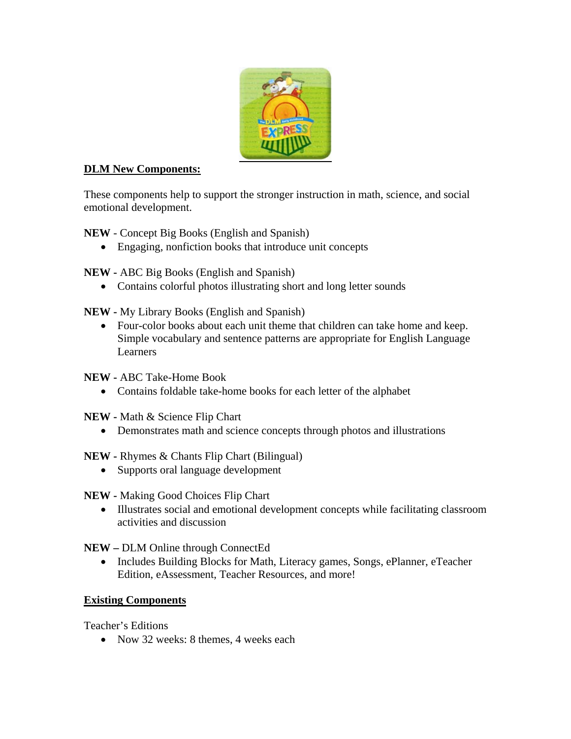**DLM New Components:**

These components help to support the stronger instruction in math, science, and social emotional development.

**NEW** - Concept Big Books (English and Spanish)

- Engaging, nonfiction books that introduce unit concepts

**NEW -** ABC Big Books (English and Spanish)

- Contains colorful photos illustrating short and long letter sounds

**NEW -** My Library Books (English and Spanish)

- Four-color books about each unit theme that children can take home and keep. Simple vocabulary and sentence patterns are appropriate for English Language Learners

**NEW -** ABC Take-Home Book

- Contains foldable take-home books for each letter of the alphabet

**NEW -** Math & Science Flip Chart

- Demonstrates math and science concepts through photos and illustrations

**NEW -** Rhymes & Chants Flip Chart (Bilingual)

- Supports oral language development

**NEW -** Making Good Choices Flip Chart

- Illustrates social and emotional development concepts while facilitating classroom activities and discussion

**NEW –** DLM Online through ConnectEd

- Includes Building Blocks for Math, Literacy games, Songs, ePlanner, eTeacher Edition, eAssessment, Teacher Resources, and more!

**Existing Components**

Teacher's Editions

- Now 32 weeks: 8 themes, 4 weeks each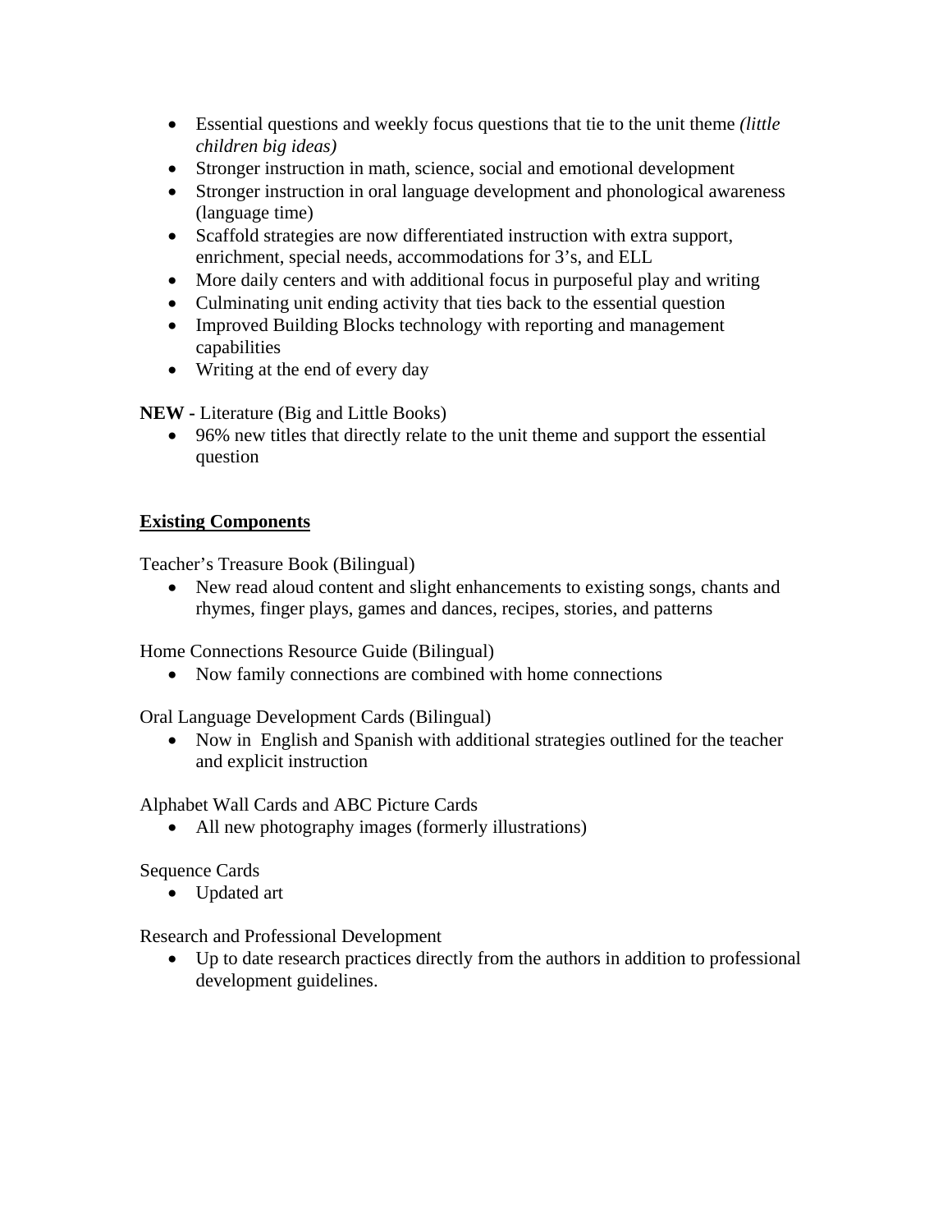- Essential questions and weekly focus questions that tie to the unit theme *(little children big ideas)*
- Stronger instruction in math, science, social and emotional development
- Stronger instruction in oral language development and phonological awareness (language time)
- Scaffold strategies are now differentiated instruction with extra support, enrichment, special needs, accommodations for 3's, and ELL
- More daily centers and with additional focus in purposeful play and writing
- Culminating unit ending activity that ties back to the essential question
- Improved Building Blocks technology with reporting and management capabilities
- Writing at the end of every day

**NEW -** Literature (Big and Little Books)

- 96% new titles that directly relate to the unit theme and support the essential question

<u>**Existing Components**</u>

Teacher's Treasure Book (Bilingual)

- New read aloud content and slight enhancements to existing songs, chants and rhymes, finger plays, games and dances, recipes, stories, and patterns

Home Connections Resource Guide (Bilingual)

- Now family connections are combined with home connections

Oral Language Development Cards (Bilingual)

- Now in English and Spanish with additional strategies outlined for the teacher and explicit instruction

Alphabet Wall Cards and ABC Picture Cards

- All new photography images (formerly illustrations)

Sequence Cards

- Updated art

Research and Professional Development

- Up to date research practices directly from the authors in addition to professional development guidelines.